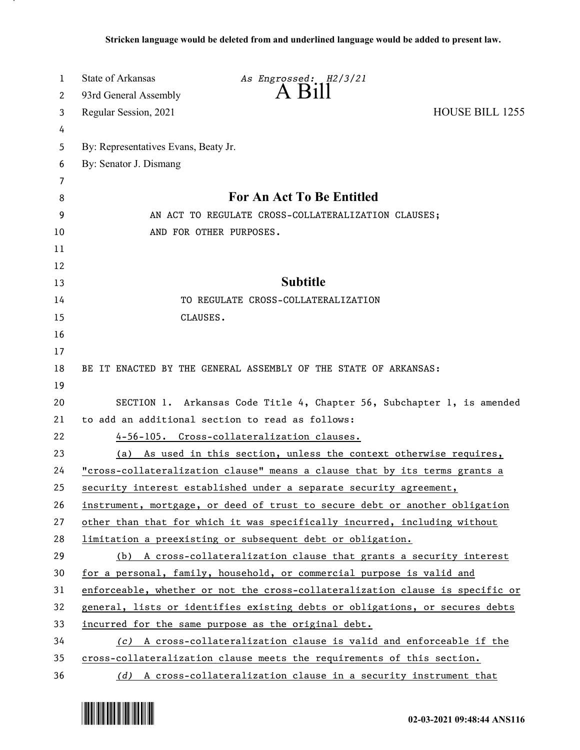**Stricken language would be deleted from and underlined language would be added to present law.**

State of Arkansas *As Engrossed: H2/3/21*
93rd General Assembly
# A Bill
Regular Session, 2021 HOUSE BILL 1255

By: Representatives Evans, Beaty Jr.
By: Senator J. Dismang

## For An Act To Be Entitled

AN ACT TO REGULATE CROSS-COLLATERALIZATION CLAUSES; AND FOR OTHER PURPOSES.

## Subtitle

TO REGULATE CROSS-COLLATERALIZATION CLAUSES.

BE IT ENACTED BY THE GENERAL ASSEMBLY OF THE STATE OF ARKANSAS:

SECTION 1. Arkansas Code Title 4, Chapter 56, Subchapter 1, is amended to add an additional section to read as follows:

<u>4-56-105. Cross-collateralization clauses.</u>

<u>(a) As used in this section, unless the context otherwise requires, "cross-collateralization clause" means a clause that by its terms grants a security interest established under a separate security agreement, instrument, mortgage, or deed of trust to secure debt or another obligation other than that for which it was specifically incurred, including without limitation a preexisting or subsequent debt or obligation.</u>

<u>(b) A cross-collateralization clause that grants a security interest for a personal, family, household, or commercial purpose is valid and enforceable, whether or not the cross-collateralization clause is specific or general, lists or identifies existing debts or obligations, or secures debts incurred for the same purpose as the original debt.</u>

<u>*(c)* A cross-collateralization clause is valid and enforceable if the cross-collateralization clause meets the requirements of this section.</u>

<u>*(d)* A cross-collateralization clause in a security instrument that</u>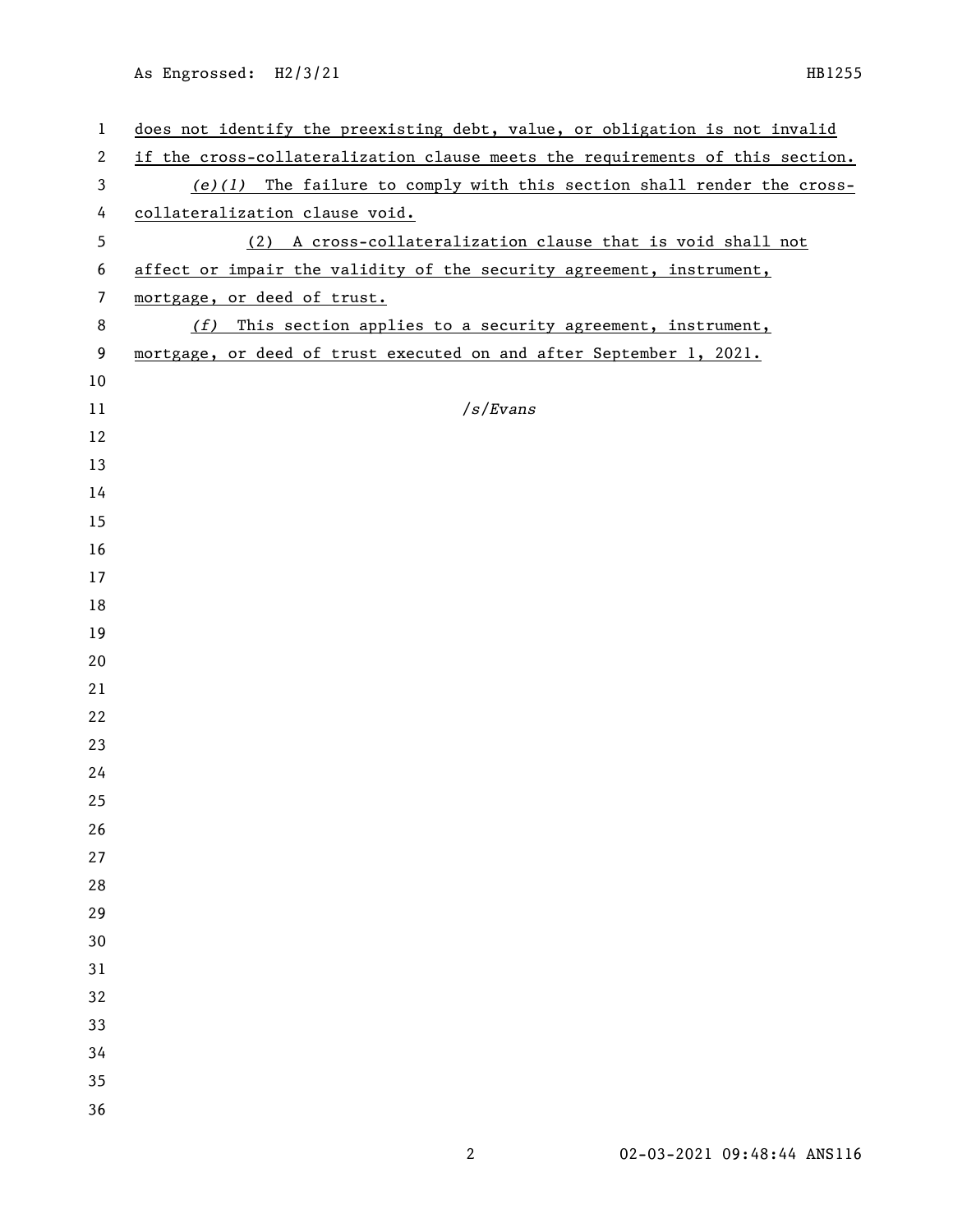does not identify the preexisting debt, value, or obligation is not invalid if the cross-collateralization clause meets the requirements of this section.

*(e)(1)* The failure to comply with this section shall render the cross-collateralization clause void.

(2) A cross-collateralization clause that is void shall not affect or impair the validity of the security agreement, instrument, mortgage, or deed of trust.

*(f)* This section applies to a security agreement, instrument, mortgage, or deed of trust executed on and after September 1, 2021.

*/s/Evans*